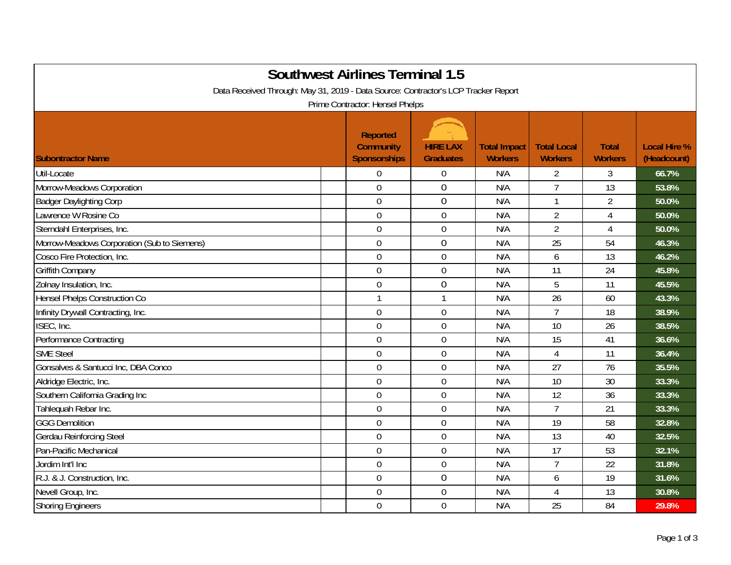# Southwest Airlines Terminal 1.5

Data Received Through: May 31, 2019 - Data Source: Contractor's LCP Tracker Report

Prime Contractor: Hensel Phelps

| Subontractor Name | Reported Community Sponsorships | HIRE LAX Graduates | Total Impact Workers | Total Local Workers | Total Workers | Local Hire % (Headcount) |
|---|---|---|---|---|---|---|
| Util-Locate | 0 | 0 | N/A | 2 | 3 | 66.7% |
| Morrow-Meadows Corporation | 0 | 0 | N/A | 7 | 13 | 53.8% |
| Badger Daylighting Corp | 0 | 0 | N/A | 1 | 2 | 50.0% |
| Lawrence W Rosine Co | 0 | 0 | N/A | 2 | 4 | 50.0% |
| Sterndahl Enterprises, Inc. | 0 | 0 | N/A | 2 | 4 | 50.0% |
| Morrow-Meadows Corporation (Sub to Siemens) | 0 | 0 | N/A | 25 | 54 | 46.3% |
| Cosco Fire Protection, Inc. | 0 | 0 | N/A | 6 | 13 | 46.2% |
| Griffith Company | 0 | 0 | N/A | 11 | 24 | 45.8% |
| Zolnay Insulation, Inc. | 0 | 0 | N/A | 5 | 11 | 45.5% |
| Hensel Phelps Construction Co | 1 | 1 | N/A | 26 | 60 | 43.3% |
| Infinity Drywall Contracting, Inc. | 0 | 0 | N/A | 7 | 18 | 38.9% |
| ISEC, Inc. | 0 | 0 | N/A | 10 | 26 | 38.5% |
| Performance Contracting | 0 | 0 | N/A | 15 | 41 | 36.6% |
| SME Steel | 0 | 0 | N/A | 4 | 11 | 36.4% |
| Gonsalves & Santucci Inc, DBA Conco | 0 | 0 | N/A | 27 | 76 | 35.5% |
| Aldridge Electric, Inc. | 0 | 0 | N/A | 10 | 30 | 33.3% |
| Southern California Grading Inc | 0 | 0 | N/A | 12 | 36 | 33.3% |
| Tahlequah Rebar Inc. | 0 | 0 | N/A | 7 | 21 | 33.3% |
| GGG Demolition | 0 | 0 | N/A | 19 | 58 | 32.8% |
| Gerdau Reinforcing Steel | 0 | 0 | N/A | 13 | 40 | 32.5% |
| Pan-Pacific Mechanical | 0 | 0 | N/A | 17 | 53 | 32.1% |
| Jordim Int'l Inc | 0 | 0 | N/A | 7 | 22 | 31.8% |
| R.J. & J. Construction, Inc. | 0 | 0 | N/A | 6 | 19 | 31.6% |
| Nevell Group, Inc. | 0 | 0 | N/A | 4 | 13 | 30.8% |
| Shoring Engineers | 0 | 0 | N/A | 25 | 84 | 29.8% |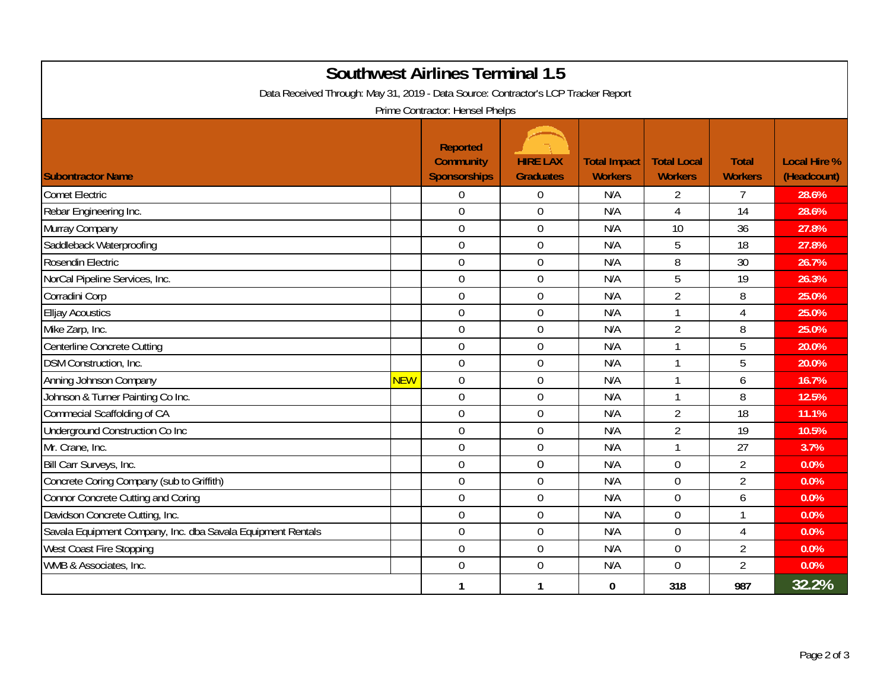# Southwest Airlines Terminal 1.5

Data Received Through: May 31, 2019 - Data Source: Contractor's LCP Tracker Report

Prime Contractor: Hensel Phelps

| Subontractor Name | | Reported Community Sponsorships | HIRE LAX Graduates | Total Impact Workers | Total Local Workers | Total Workers | Local Hire % (Headcount) |
|---|---|---|---|---|---|---|---|
| Comet Electric | | 0 | 0 | N/A | 2 | 7 | 28.6% |
| Rebar Engineering Inc. | | 0 | 0 | N/A | 4 | 14 | 28.6% |
| Murray Company | | 0 | 0 | N/A | 10 | 36 | 27.8% |
| Saddleback Waterproofing | | 0 | 0 | N/A | 5 | 18 | 27.8% |
| Rosendin Electric | | 0 | 0 | N/A | 8 | 30 | 26.7% |
| NorCal Pipeline Services, Inc. | | 0 | 0 | N/A | 5 | 19 | 26.3% |
| Corradini Corp | | 0 | 0 | N/A | 2 | 8 | 25.0% |
| Elljay Acoustics | | 0 | 0 | N/A | 1 | 4 | 25.0% |
| Mike Zarp, Inc. | | 0 | 0 | N/A | 2 | 8 | 25.0% |
| Centerline Concrete Cutting | | 0 | 0 | N/A | 1 | 5 | 20.0% |
| DSM Construction, Inc. | | 0 | 0 | N/A | 1 | 5 | 20.0% |
| Anning Johnson Company | NEW | 0 | 0 | N/A | 1 | 6 | 16.7% |
| Johnson & Turner Painting Co Inc. | | 0 | 0 | N/A | 1 | 8 | 12.5% |
| Commecial Scaffolding of CA | | 0 | 0 | N/A | 2 | 18 | 11.1% |
| Underground Construction Co Inc | | 0 | 0 | N/A | 2 | 19 | 10.5% |
| Mr. Crane, Inc. | | 0 | 0 | N/A | 1 | 27 | 3.7% |
| Bill Carr Surveys, Inc. | | 0 | 0 | N/A | 0 | 2 | 0.0% |
| Concrete Coring Company (sub to Griffith) | | 0 | 0 | N/A | 0 | 2 | 0.0% |
| Connor Concrete Cutting and Coring | | 0 | 0 | N/A | 0 | 6 | 0.0% |
| Davidson Concrete Cutting, Inc. | | 0 | 0 | N/A | 0 | 1 | 0.0% |
| Savala Equipment Company, Inc. dba Savala Equipment Rentals | | 0 | 0 | N/A | 0 | 4 | 0.0% |
| West Coast Fire Stopping | | 0 | 0 | N/A | 0 | 2 | 0.0% |
| WMB & Associates, Inc. | | 0 | 0 | N/A | 0 | 2 | 0.0% |
| | | 1 | 1 | 0 | 318 | 987 | 32.2% |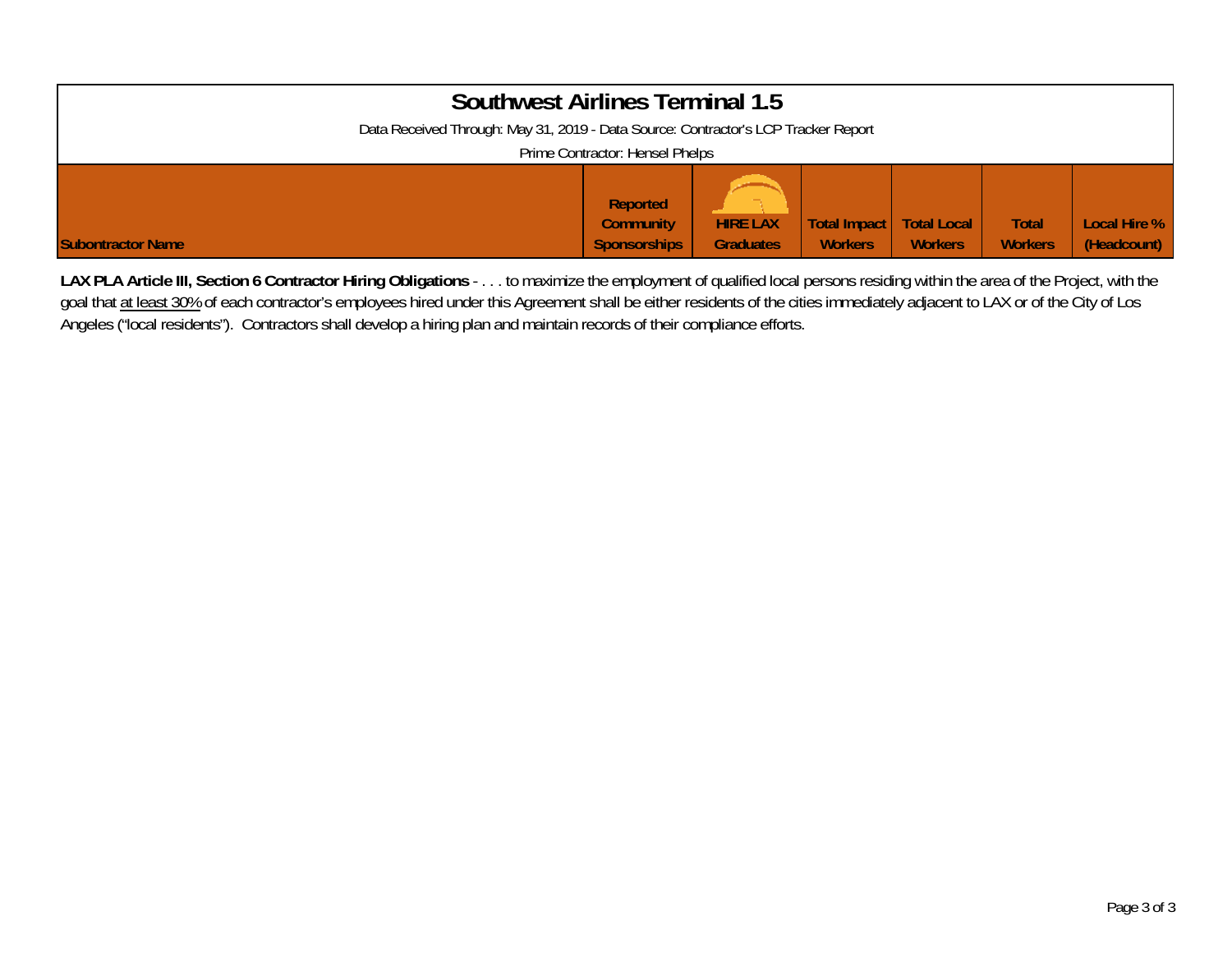# Southwest Airlines Terminal 1.5

Data Received Through: May 31, 2019 - Data Source: Contractor's LCP Tracker Report

Prime Contractor: Hensel Phelps

| Subontractor Name | Reported Community Sponsorships | HIRE LAX Graduates | Total Impact Workers | Total Local Workers | Total Workers | Local Hire % (Headcount) |
|---|---|---|---|---|---|---|

**LAX PLA Article III, Section 6 Contractor Hiring Obligations** - . . . to maximize the employment of qualified local persons residing within the area of the Project, with the goal that at least 30% of each contractor's employees hired under this Agreement shall be either residents of the cities immediately adjacent to LAX or of the City of Los Angeles ("local residents"). Contractors shall develop a hiring plan and maintain records of their compliance efforts.